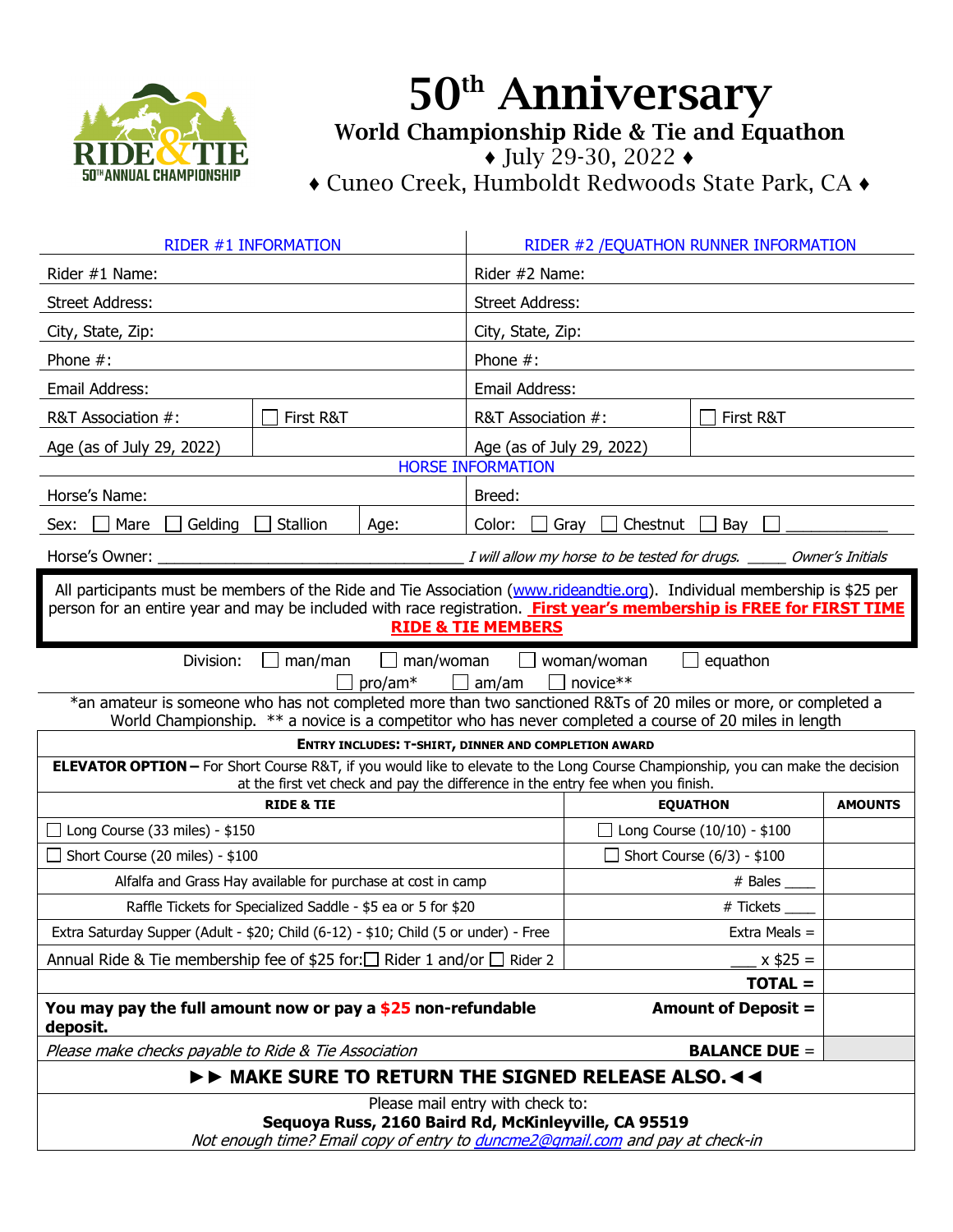# 50th Anniversary

## World Championship Ride & Tie and Equathon

♦ July 29-30, 2022 ♦

♦ Cuneo Creek, Humboldt Redwoods State Park, CA ♦

| RIDER #1 INFORMATION | | RIDER #2 /EQUATHON RUNNER INFORMATION | |
|---|---|---|---|
| Rider #1 Name: | | Rider #2 Name: | |
| Street Address: | | Street Address: | |
| City, State, Zip: | | City, State, Zip: | |
| Phone #: | | Phone #: | |
| Email Address: | | Email Address: | |
| R&T Association #: | ☐ First R&T | R&T Association #: | ☐ First R&T |
| Age (as of July 29, 2022) | | Age (as of July 29, 2022) | |

**HORSE INFORMATION**

| | | | |
|---|---|---|---|
| Horse's Name: | | Breed: | |
| Sex: ☐ Mare ☐ Gelding ☐ Stallion | Age: | Color: ☐ Gray ☐ Chestnut ☐ Bay ☐ ___________ | |

Horse's Owner: ___________________________________ *I will allow my horse to be tested for drugs. _____ Owner's Initials*

All participants must be members of the Ride and Tie Association (www.rideandtie.org). Individual membership is $25 per person for an entire year and may be included with race registration. **First year's membership is FREE for FIRST TIME RIDE & TIE MEMBERS**

Division: ☐ man/man ☐ man/woman ☐ woman/woman ☐ equathon
☐ pro/am* ☐ am/am ☐ novice**

*an amateur is someone who has not completed more than two sanctioned R&Ts of 20 miles or more, or completed a World Championship. ** a novice is a competitor who has never completed a course of 20 miles in length

**ENTRY INCLUDES: T-SHIRT, DINNER AND COMPLETION AWARD**

**ELEVATOR OPTION –** For Short Course R&T, if you would like to elevate to the Long Course Championship, you can make the decision at the first vet check and pay the difference in the entry fee when you finish.

| RIDE & TIE | EQUATHON | AMOUNTS |
|---|---|---|
| ☐ Long Course (33 miles) - $150 | ☐ Long Course (10/10) - $100 | |
| ☐ Short Course (20 miles) - $100 | ☐ Short Course (6/3) - $100 | |
| Alfalfa and Grass Hay available for purchase at cost in camp | # Bales ____ | |
| Raffle Tickets for Specialized Saddle - $5 ea or 5 for $20 | # Tickets ____ | |
| Extra Saturday Supper (Adult - $20; Child (6-12) - $10; Child (5 or under) - Free | Extra Meals = | |
| Annual Ride & Tie membership fee of $25 for: ☐ Rider 1 and/or ☐ Rider 2 | ___ x $25 = | |
| | **TOTAL =** | |
| **You may pay the full amount now or pay a $25 non-refundable deposit.** | **Amount of Deposit =** | |
| *Please make checks payable to Ride & Tie Association* | **BALANCE DUE =** | |

**►► MAKE SURE TO RETURN THE SIGNED RELEASE ALSO. ◄◄**

Please mail entry with check to:
**Sequoya Russ, 2160 Baird Rd, McKinleyville, CA 95519**
*Not enough time? Email copy of entry to duncme2@gmail.com and pay at check-in*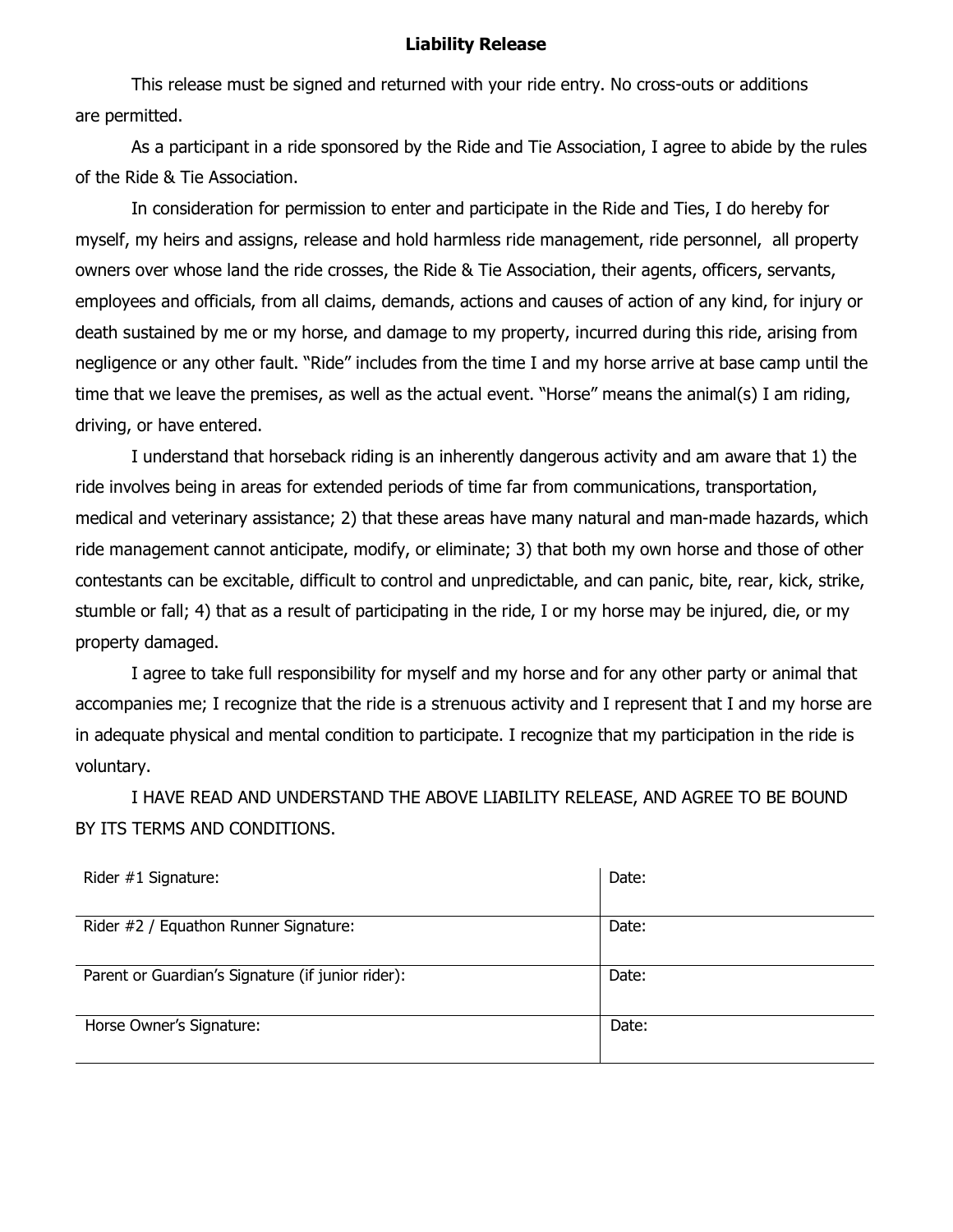# Liability Release

This release must be signed and returned with your ride entry. No cross-outs or additions are permitted.

As a participant in a ride sponsored by the Ride and Tie Association, I agree to abide by the rules of the Ride & Tie Association.

In consideration for permission to enter and participate in the Ride and Ties, I do hereby for myself, my heirs and assigns, release and hold harmless ride management, ride personnel, all property owners over whose land the ride crosses, the Ride & Tie Association, their agents, officers, servants, employees and officials, from all claims, demands, actions and causes of action of any kind, for injury or death sustained by me or my horse, and damage to my property, incurred during this ride, arising from negligence or any other fault. "Ride" includes from the time I and my horse arrive at base camp until the time that we leave the premises, as well as the actual event. "Horse" means the animal(s) I am riding, driving, or have entered.

I understand that horseback riding is an inherently dangerous activity and am aware that 1) the ride involves being in areas for extended periods of time far from communications, transportation, medical and veterinary assistance; 2) that these areas have many natural and man-made hazards, which ride management cannot anticipate, modify, or eliminate; 3) that both my own horse and those of other contestants can be excitable, difficult to control and unpredictable, and can panic, bite, rear, kick, strike, stumble or fall; 4) that as a result of participating in the ride, I or my horse may be injured, die, or my property damaged.

I agree to take full responsibility for myself and my horse and for any other party or animal that accompanies me; I recognize that the ride is a strenuous activity and I represent that I and my horse are in adequate physical and mental condition to participate. I recognize that my participation in the ride is voluntary.

I HAVE READ AND UNDERSTAND THE ABOVE LIABILITY RELEASE, AND AGREE TO BE BOUND BY ITS TERMS AND CONDITIONS.

| | |
|---|---|
| Rider #1 Signature: | Date: |
| Rider #2 / Equathon Runner Signature: | Date: |
| Parent or Guardian's Signature (if junior rider): | Date: |
| Horse Owner's Signature: | Date: |